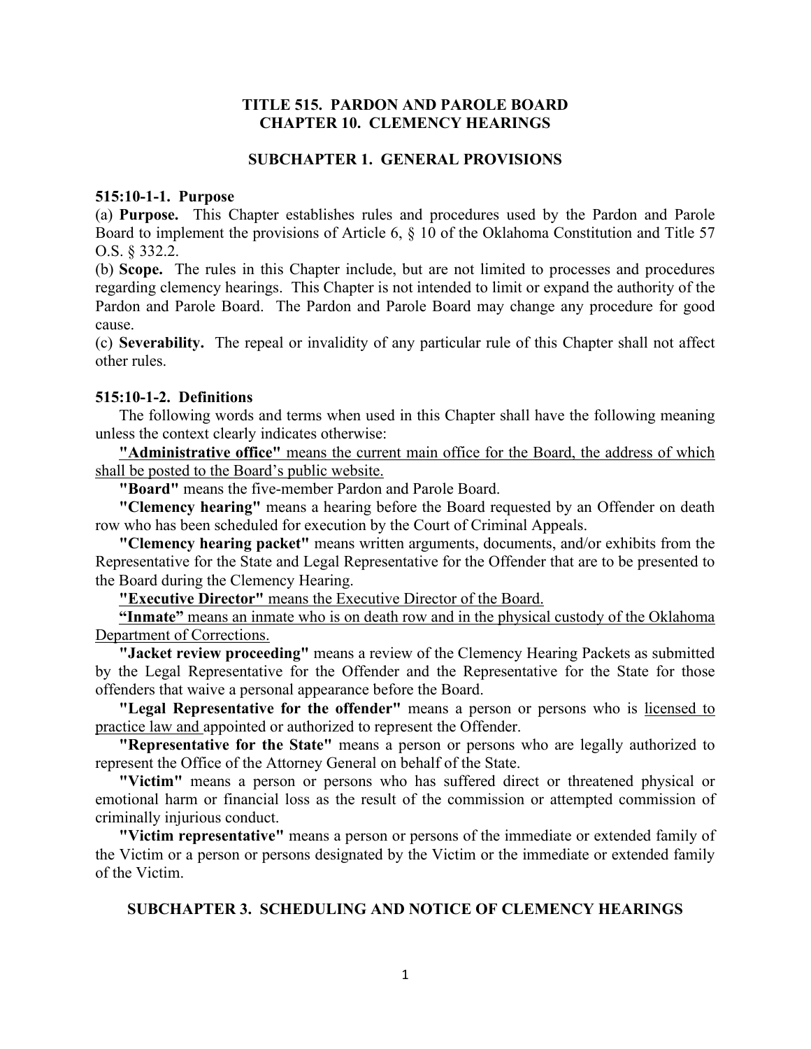# TITLE 515. PARDON AND PAROLE BOARD
# CHAPTER 10. CLEMENCY HEARINGS

## SUBCHAPTER 1. GENERAL PROVISIONS

### 515:10-1-1. Purpose

(a) **Purpose.** This Chapter establishes rules and procedures used by the Pardon and Parole Board to implement the provisions of Article 6, § 10 of the Oklahoma Constitution and Title 57 O.S. § 332.2.

(b) **Scope.** The rules in this Chapter include, but are not limited to processes and procedures regarding clemency hearings. This Chapter is not intended to limit or expand the authority of the Pardon and Parole Board. The Pardon and Parole Board may change any procedure for good cause.

(c) **Severability.** The repeal or invalidity of any particular rule of this Chapter shall not affect other rules.

### 515:10-1-2. Definitions

The following words and terms when used in this Chapter shall have the following meaning unless the context clearly indicates otherwise:

<u>**"Administrative office"** means the current main office for the Board, the address of which shall be posted to the Board's public website.</u>

**"Board"** means the five-member Pardon and Parole Board.

**"Clemency hearing"** means a hearing before the Board requested by an Offender on death row who has been scheduled for execution by the Court of Criminal Appeals.

**"Clemency hearing packet"** means written arguments, documents, and/or exhibits from the Representative for the State and Legal Representative for the Offender that are to be presented to the Board during the Clemency Hearing.

<u>**"Executive Director"** means the Executive Director of the Board.</u>

<u>**"Inmate"** means an inmate who is on death row and in the physical custody of the Oklahoma Department of Corrections.</u>

**"Jacket review proceeding"** means a review of the Clemency Hearing Packets as submitted by the Legal Representative for the Offender and the Representative for the State for those offenders that waive a personal appearance before the Board.

**"Legal Representative for the offender"** means a person or persons who is <u>licensed to practice law and</u> appointed or authorized to represent the Offender.

**"Representative for the State"** means a person or persons who are legally authorized to represent the Office of the Attorney General on behalf of the State.

**"Victim"** means a person or persons who has suffered direct or threatened physical or emotional harm or financial loss as the result of the commission or attempted commission of criminally injurious conduct.

**"Victim representative"** means a person or persons of the immediate or extended family of the Victim or a person or persons designated by the Victim or the immediate or extended family of the Victim.

## SUBCHAPTER 3. SCHEDULING AND NOTICE OF CLEMENCY HEARINGS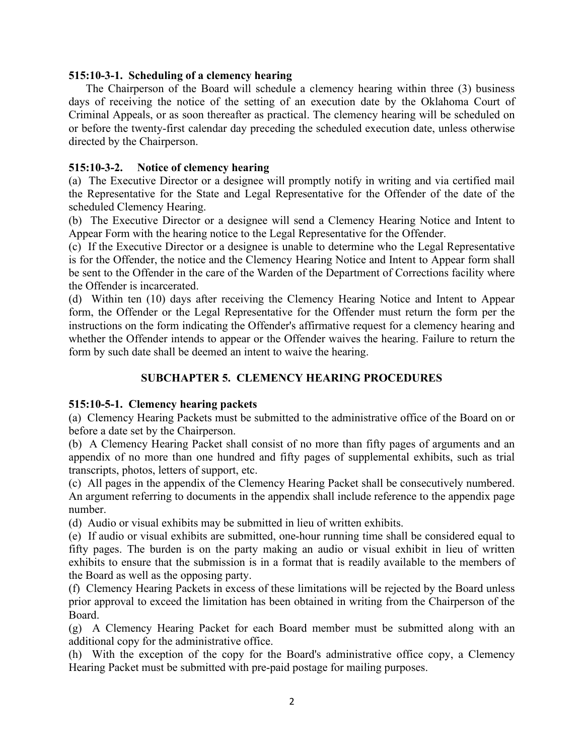**515:10-3-1. Scheduling of a clemency hearing**

The Chairperson of the Board will schedule a clemency hearing within three (3) business days of receiving the notice of the setting of an execution date by the Oklahoma Court of Criminal Appeals, or as soon thereafter as practical. The clemency hearing will be scheduled on or before the twenty-first calendar day preceding the scheduled execution date, unless otherwise directed by the Chairperson.

**515:10-3-2. Notice of clemency hearing**

(a) The Executive Director or a designee will promptly notify in writing and via certified mail the Representative for the State and Legal Representative for the Offender of the date of the scheduled Clemency Hearing.

(b) The Executive Director or a designee will send a Clemency Hearing Notice and Intent to Appear Form with the hearing notice to the Legal Representative for the Offender.

(c) If the Executive Director or a designee is unable to determine who the Legal Representative is for the Offender, the notice and the Clemency Hearing Notice and Intent to Appear form shall be sent to the Offender in the care of the Warden of the Department of Corrections facility where the Offender is incarcerated.

(d) Within ten (10) days after receiving the Clemency Hearing Notice and Intent to Appear form, the Offender or the Legal Representative for the Offender must return the form per the instructions on the form indicating the Offender's affirmative request for a clemency hearing and whether the Offender intends to appear or the Offender waives the hearing. Failure to return the form by such date shall be deemed an intent to waive the hearing.

## SUBCHAPTER 5. CLEMENCY HEARING PROCEDURES

**515:10-5-1. Clemency hearing packets**

(a) Clemency Hearing Packets must be submitted to the administrative office of the Board on or before a date set by the Chairperson.

(b) A Clemency Hearing Packet shall consist of no more than fifty pages of arguments and an appendix of no more than one hundred and fifty pages of supplemental exhibits, such as trial transcripts, photos, letters of support, etc.

(c) All pages in the appendix of the Clemency Hearing Packet shall be consecutively numbered. An argument referring to documents in the appendix shall include reference to the appendix page number.

(d) Audio or visual exhibits may be submitted in lieu of written exhibits.

(e) If audio or visual exhibits are submitted, one-hour running time shall be considered equal to fifty pages. The burden is on the party making an audio or visual exhibit in lieu of written exhibits to ensure that the submission is in a format that is readily available to the members of the Board as well as the opposing party.

(f) Clemency Hearing Packets in excess of these limitations will be rejected by the Board unless prior approval to exceed the limitation has been obtained in writing from the Chairperson of the Board.

(g) A Clemency Hearing Packet for each Board member must be submitted along with an additional copy for the administrative office.

(h) With the exception of the copy for the Board's administrative office copy, a Clemency Hearing Packet must be submitted with pre-paid postage for mailing purposes.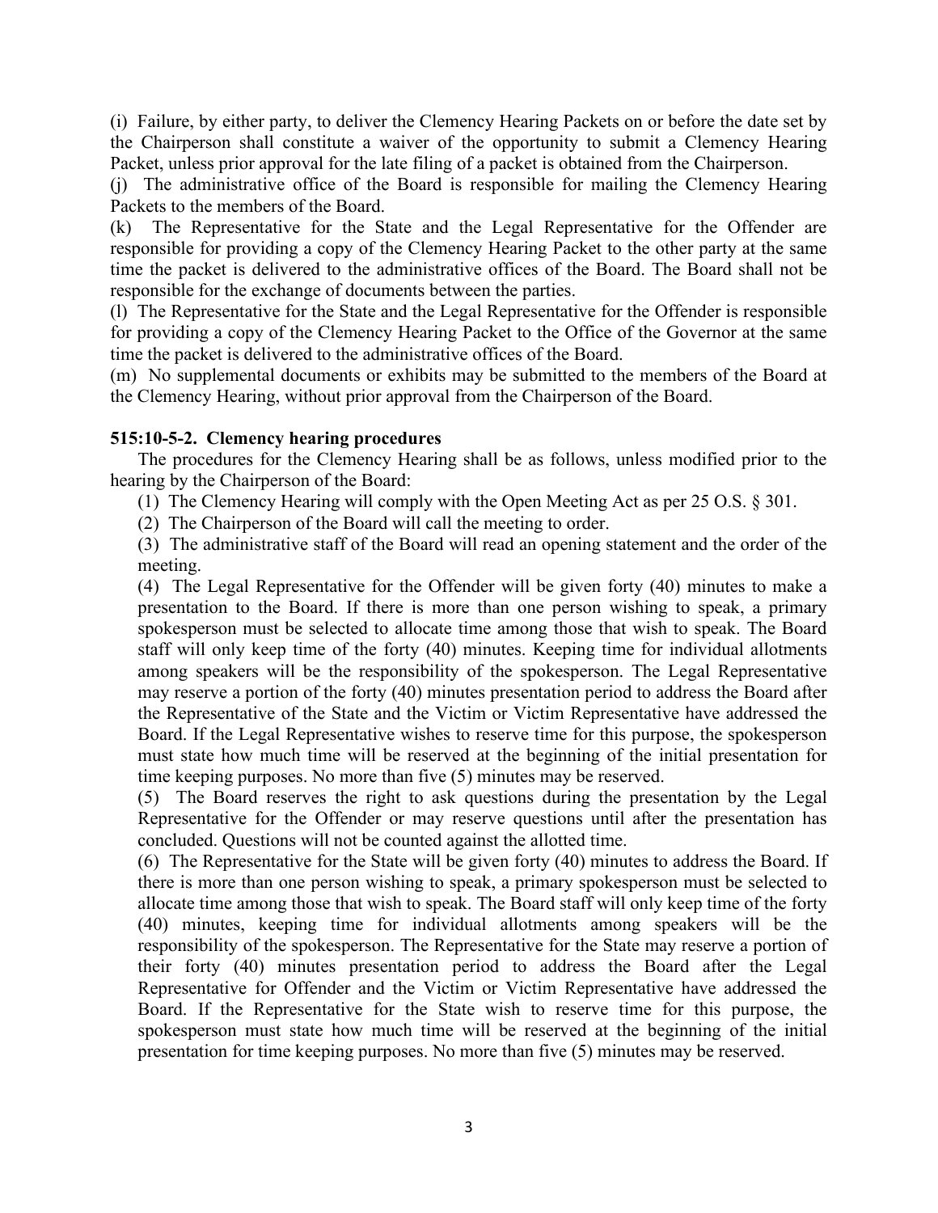(i) Failure, by either party, to deliver the Clemency Hearing Packets on or before the date set by the Chairperson shall constitute a waiver of the opportunity to submit a Clemency Hearing Packet, unless prior approval for the late filing of a packet is obtained from the Chairperson.

(j) The administrative office of the Board is responsible for mailing the Clemency Hearing Packets to the members of the Board.

(k) The Representative for the State and the Legal Representative for the Offender are responsible for providing a copy of the Clemency Hearing Packet to the other party at the same time the packet is delivered to the administrative offices of the Board. The Board shall not be responsible for the exchange of documents between the parties.

(l) The Representative for the State and the Legal Representative for the Offender is responsible for providing a copy of the Clemency Hearing Packet to the Office of the Governor at the same time the packet is delivered to the administrative offices of the Board.

(m) No supplemental documents or exhibits may be submitted to the members of the Board at the Clemency Hearing, without prior approval from the Chairperson of the Board.

**515:10-5-2. Clemency hearing procedures**

The procedures for the Clemency Hearing shall be as follows, unless modified prior to the hearing by the Chairperson of the Board:

(1) The Clemency Hearing will comply with the Open Meeting Act as per 25 O.S. § 301.

(2) The Chairperson of the Board will call the meeting to order.

(3) The administrative staff of the Board will read an opening statement and the order of the meeting.

(4) The Legal Representative for the Offender will be given forty (40) minutes to make a presentation to the Board. If there is more than one person wishing to speak, a primary spokesperson must be selected to allocate time among those that wish to speak. The Board staff will only keep time of the forty (40) minutes. Keeping time for individual allotments among speakers will be the responsibility of the spokesperson. The Legal Representative may reserve a portion of the forty (40) minutes presentation period to address the Board after the Representative of the State and the Victim or Victim Representative have addressed the Board. If the Legal Representative wishes to reserve time for this purpose, the spokesperson must state how much time will be reserved at the beginning of the initial presentation for time keeping purposes. No more than five (5) minutes may be reserved.

(5) The Board reserves the right to ask questions during the presentation by the Legal Representative for the Offender or may reserve questions until after the presentation has concluded. Questions will not be counted against the allotted time.

(6) The Representative for the State will be given forty (40) minutes to address the Board. If there is more than one person wishing to speak, a primary spokesperson must be selected to allocate time among those that wish to speak. The Board staff will only keep time of the forty (40) minutes, keeping time for individual allotments among speakers will be the responsibility of the spokesperson. The Representative for the State may reserve a portion of their forty (40) minutes presentation period to address the Board after the Legal Representative for Offender and the Victim or Victim Representative have addressed the Board. If the Representative for the State wish to reserve time for this purpose, the spokesperson must state how much time will be reserved at the beginning of the initial presentation for time keeping purposes. No more than five (5) minutes may be reserved.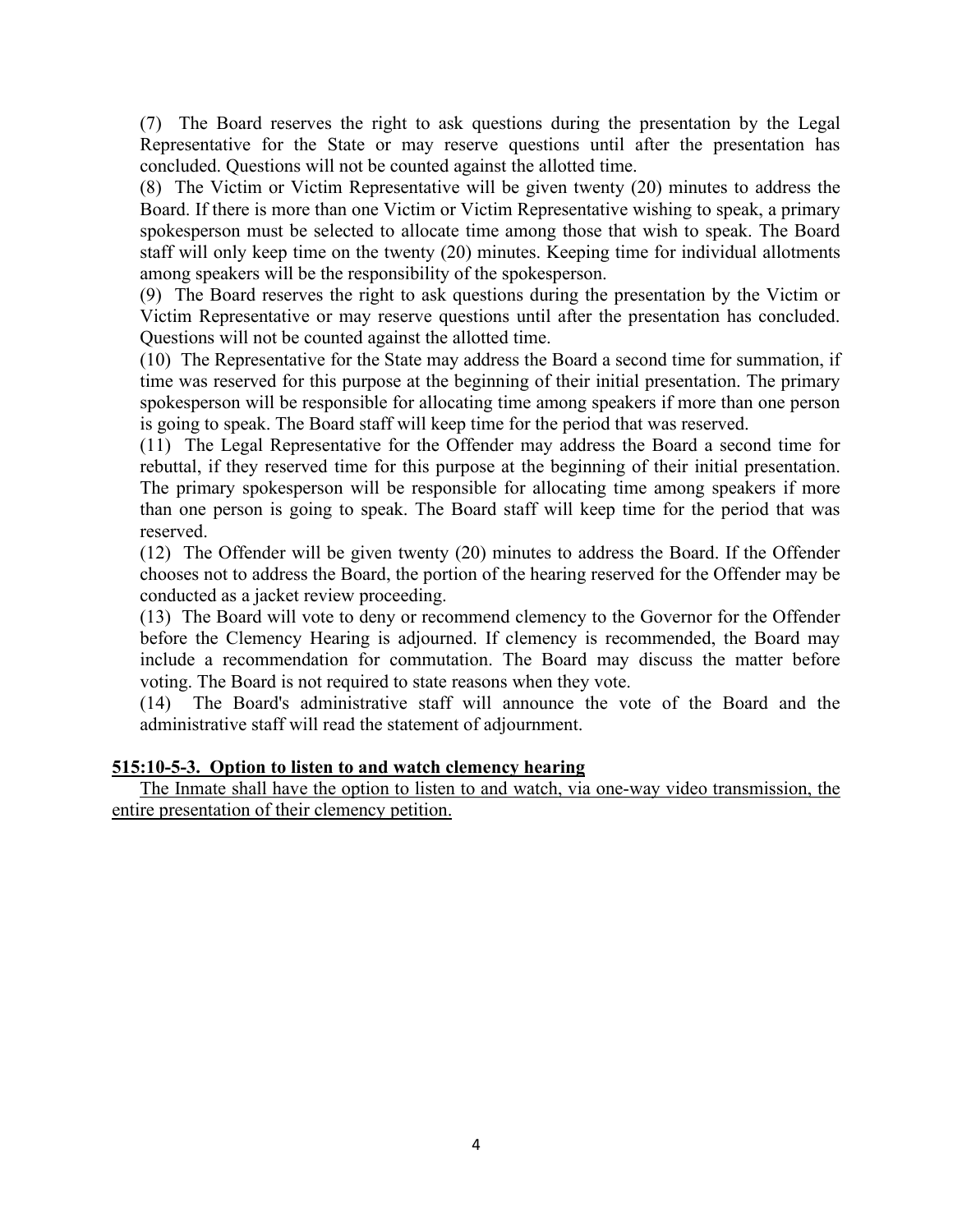(7) The Board reserves the right to ask questions during the presentation by the Legal Representative for the State or may reserve questions until after the presentation has concluded. Questions will not be counted against the allotted time.

(8) The Victim or Victim Representative will be given twenty (20) minutes to address the Board. If there is more than one Victim or Victim Representative wishing to speak, a primary spokesperson must be selected to allocate time among those that wish to speak. The Board staff will only keep time on the twenty (20) minutes. Keeping time for individual allotments among speakers will be the responsibility of the spokesperson.

(9) The Board reserves the right to ask questions during the presentation by the Victim or Victim Representative or may reserve questions until after the presentation has concluded. Questions will not be counted against the allotted time.

(10) The Representative for the State may address the Board a second time for summation, if time was reserved for this purpose at the beginning of their initial presentation. The primary spokesperson will be responsible for allocating time among speakers if more than one person is going to speak. The Board staff will keep time for the period that was reserved.

(11) The Legal Representative for the Offender may address the Board a second time for rebuttal, if they reserved time for this purpose at the beginning of their initial presentation. The primary spokesperson will be responsible for allocating time among speakers if more than one person is going to speak. The Board staff will keep time for the period that was reserved.

(12) The Offender will be given twenty (20) minutes to address the Board. If the Offender chooses not to address the Board, the portion of the hearing reserved for the Offender may be conducted as a jacket review proceeding.

(13) The Board will vote to deny or recommend clemency to the Governor for the Offender before the Clemency Hearing is adjourned. If clemency is recommended, the Board may include a recommendation for commutation. The Board may discuss the matter before voting. The Board is not required to state reasons when they vote.

(14) The Board's administrative staff will announce the vote of the Board and the administrative staff will read the statement of adjournment.

**515:10-5-3. Option to listen to and watch clemency hearing**

The Inmate shall have the option to listen to and watch, via one-way video transmission, the entire presentation of their clemency petition.